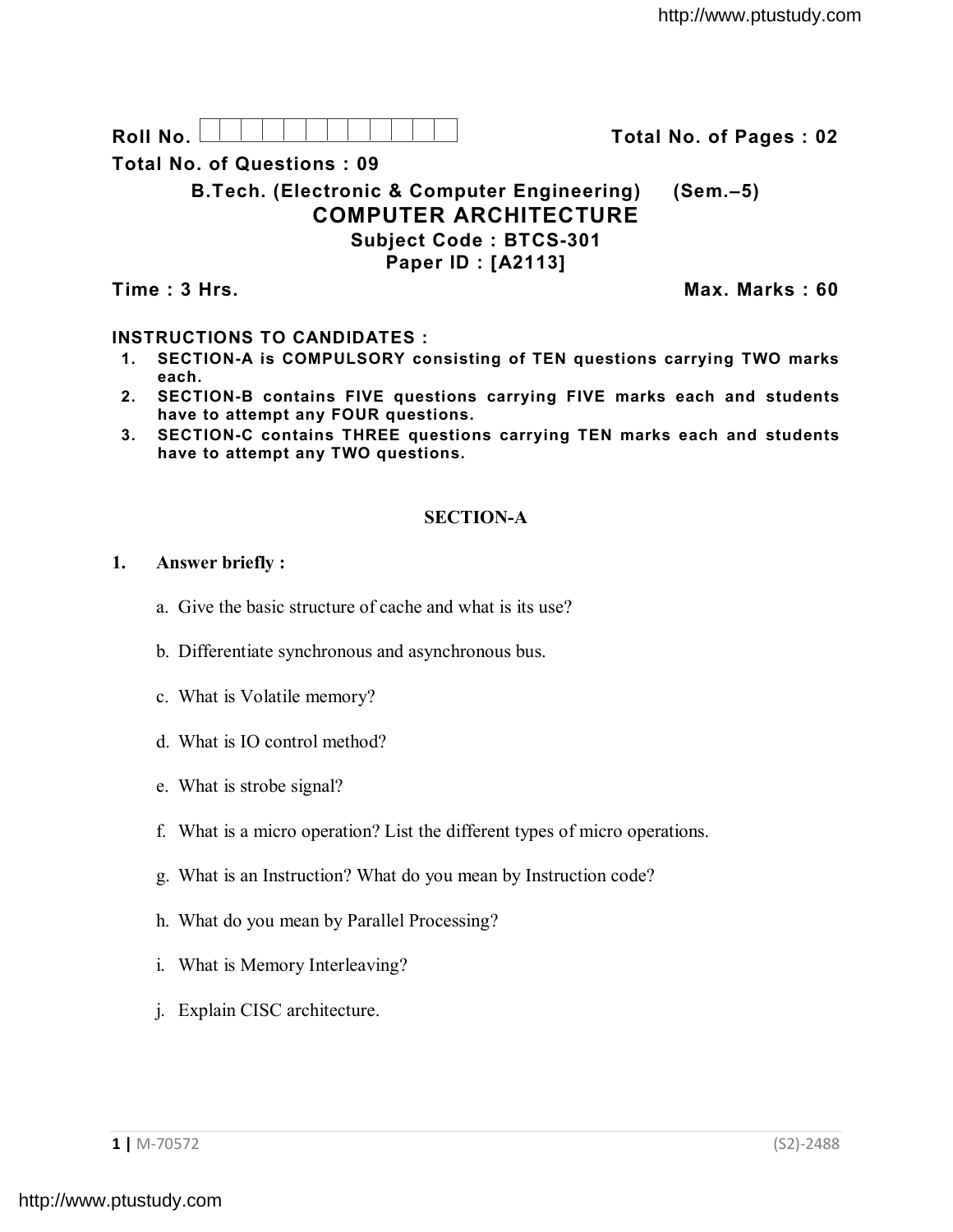Roll No. | | | | | | | | | | | | |                    **Total No. of Pages : 02**

**Total No. of Questions : 09**

**B.Tech. (Electronic & Computer Engineering) (Sem.–5)**

# COMPUTER ARCHITECTURE

**Subject Code : BTCS-301**

**Paper ID : [A2113]**

**Time : 3 Hrs.**                    **Max. Marks : 60**

**INSTRUCTIONS TO CANDIDATES :**

1. **SECTION-A is COMPULSORY consisting of TEN questions carrying TWO marks each.**
2. **SECTION-B contains FIVE questions carrying FIVE marks each and students have to attempt any FOUR questions.**
3. **SECTION-C contains THREE questions carrying TEN marks each and students have to attempt any TWO questions.**

## SECTION-A

**1. Answer briefly :**

a. Give the basic structure of cache and what is its use?

b. Differentiate synchronous and asynchronous bus.

c. What is Volatile memory?

d. What is IO control method?

e. What is strobe signal?

f. What is a micro operation? List the different types of micro operations.

g. What is an Instruction? What do you mean by Instruction code?

h. What do you mean by Parallel Processing?

i. What is Memory Interleaving?

j. Explain CISC architecture.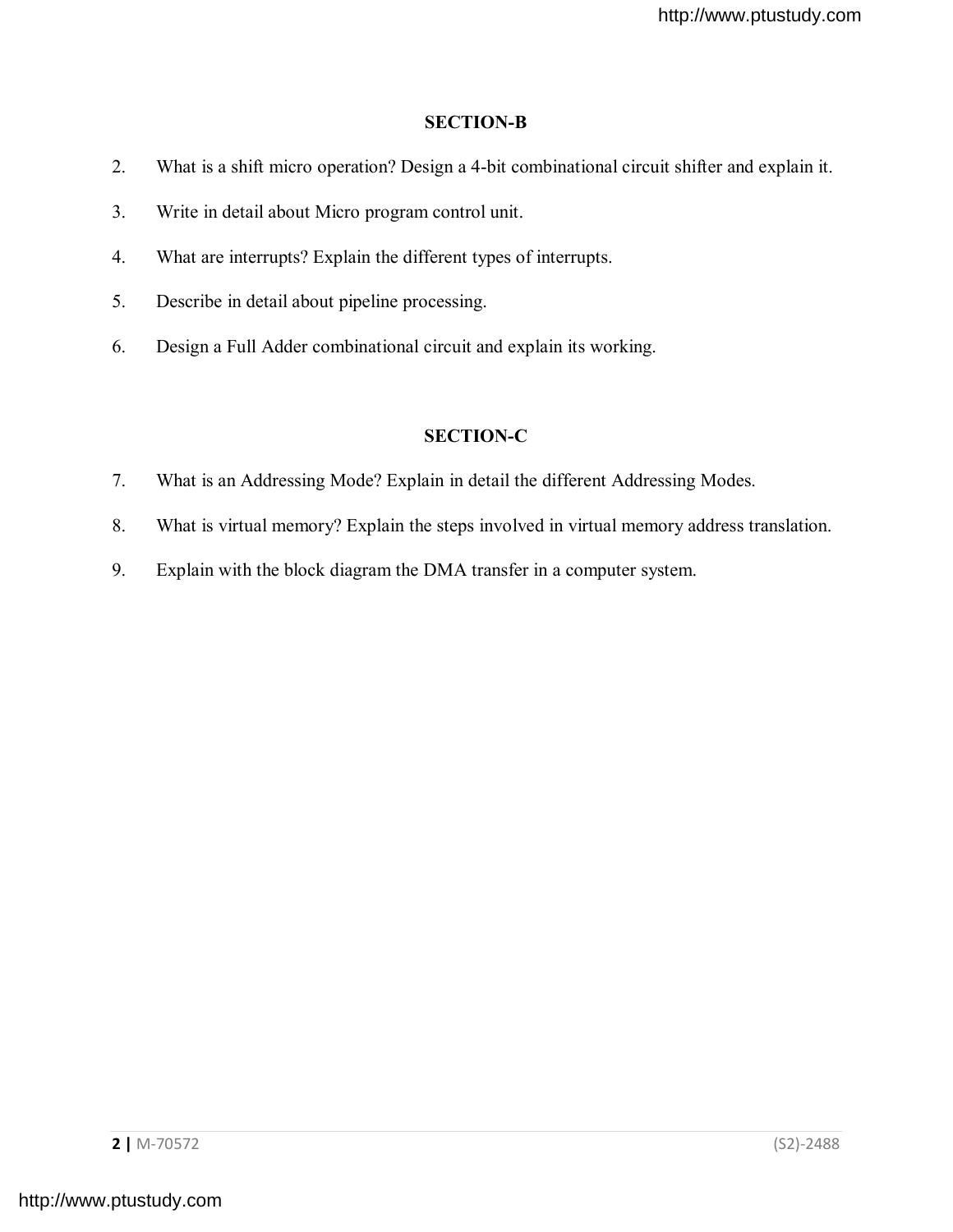## SECTION-B

2. What is a shift micro operation? Design a 4-bit combinational circuit shifter and explain it.

3. Write in detail about Micro program control unit.

4. What are interrupts? Explain the different types of interrupts.

5. Describe in detail about pipeline processing.

6. Design a Full Adder combinational circuit and explain its working.

## SECTION-C

7. What is an Addressing Mode? Explain in detail the different Addressing Modes.

8. What is virtual memory? Explain the steps involved in virtual memory address translation.

9. Explain with the block diagram the DMA transfer in a computer system.